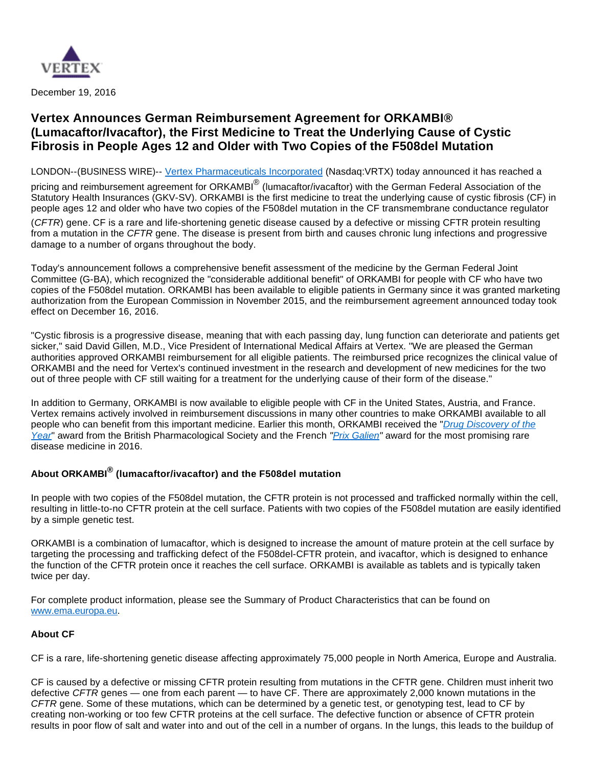December 19, 2016

# Vertex Announces German Reimbursement Agreement for ORKAMBI® (Lumacaftor/Ivacaftor), the First Medicine to Treat the Underlying Cause of Cystic Fibrosis in People Ages 12 and Older with Two Copies of the F508del Mutation

LONDON--(BUSINESS WIRE)-- Vertex Pharmaceuticals Incorporated (Nasdaq:VRTX) today announced it has reached a pricing and reimbursement agreement for ORKAMBI® (lumacaftor/ivacaftor) with the German Federal Association of the Statutory Health Insurances (GKV-SV). ORKAMBI is the first medicine to treat the underlying cause of cystic fibrosis (CF) in people ages 12 and older who have two copies of the F508del mutation in the CF transmembrane conductance regulator (*CFTR*) gene. CF is a rare and life-shortening genetic disease caused by a defective or missing CFTR protein resulting from a mutation in the *CFTR* gene. The disease is present from birth and causes chronic lung infections and progressive damage to a number of organs throughout the body.

Today's announcement follows a comprehensive benefit assessment of the medicine by the German Federal Joint Committee (G-BA), which recognized the "considerable additional benefit" of ORKAMBI for people with CF who have two copies of the F508del mutation. ORKAMBI has been available to eligible patients in Germany since it was granted marketing authorization from the European Commission in November 2015, and the reimbursement agreement announced today took effect on December 16, 2016.

"Cystic fibrosis is a progressive disease, meaning that with each passing day, lung function can deteriorate and patients get sicker," said David Gillen, M.D., Vice President of International Medical Affairs at Vertex. "We are pleased the German authorities approved ORKAMBI reimbursement for all eligible patients. The reimbursed price recognizes the clinical value of ORKAMBI and the need for Vertex's continued investment in the research and development of new medicines for the two out of three people with CF still waiting for a treatment for the underlying cause of their form of the disease."

In addition to Germany, ORKAMBI is now available to eligible people with CF in the United States, Austria, and France. Vertex remains actively involved in reimbursement discussions in many other countries to make ORKAMBI available to all people who can benefit from this important medicine. Earlier this month, ORKAMBI received the "*Drug Discovery of the Year*" award from the British Pharmacological Society and the French *"Prix Galien"* award for the most promising rare disease medicine in 2016.

### About ORKAMBI® (lumacaftor/ivacaftor) and the F508del mutation

In people with two copies of the F508del mutation, the CFTR protein is not processed and trafficked normally within the cell, resulting in little-to-no CFTR protein at the cell surface. Patients with two copies of the F508del mutation are easily identified by a simple genetic test.

ORKAMBI is a combination of lumacaftor, which is designed to increase the amount of mature protein at the cell surface by targeting the processing and trafficking defect of the F508del-CFTR protein, and ivacaftor, which is designed to enhance the function of the CFTR protein once it reaches the cell surface. ORKAMBI is available as tablets and is typically taken twice per day.

For complete product information, please see the Summary of Product Characteristics that can be found on www.ema.europa.eu.

### About CF

CF is a rare, life-shortening genetic disease affecting approximately 75,000 people in North America, Europe and Australia.

CF is caused by a defective or missing CFTR protein resulting from mutations in the CFTR gene. Children must inherit two defective *CFTR* genes — one from each parent — to have CF. There are approximately 2,000 known mutations in the *CFTR* gene. Some of these mutations, which can be determined by a genetic test, or genotyping test, lead to CF by creating non-working or too few CFTR proteins at the cell surface. The defective function or absence of CFTR protein results in poor flow of salt and water into and out of the cell in a number of organs. In the lungs, this leads to the buildup of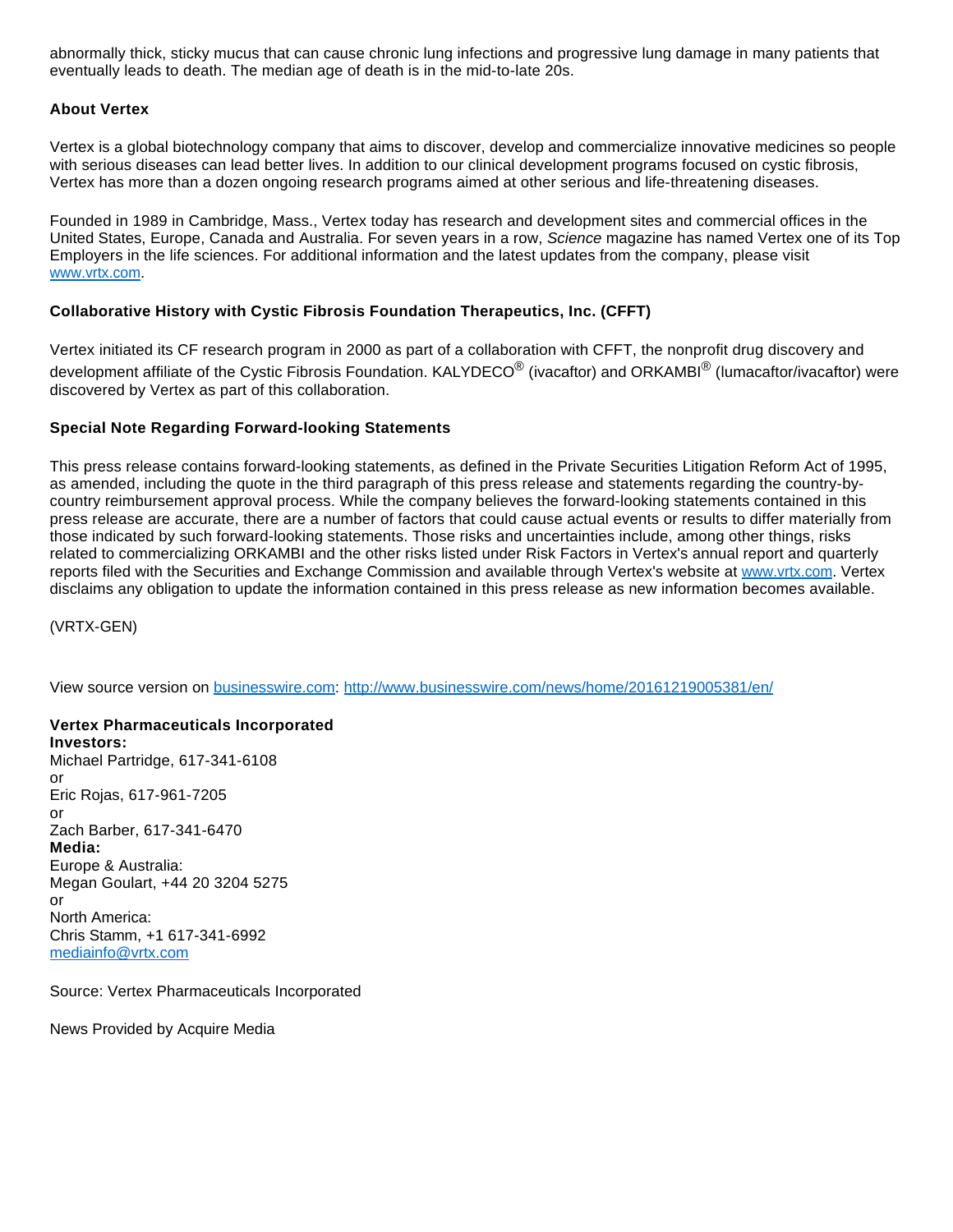abnormally thick, sticky mucus that can cause chronic lung infections and progressive lung damage in many patients that eventually leads to death. The median age of death is in the mid-to-late 20s.

**About Vertex**

Vertex is a global biotechnology company that aims to discover, develop and commercialize innovative medicines so people with serious diseases can lead better lives. In addition to our clinical development programs focused on cystic fibrosis, Vertex has more than a dozen ongoing research programs aimed at other serious and life-threatening diseases.

Founded in 1989 in Cambridge, Mass., Vertex today has research and development sites and commercial offices in the United States, Europe, Canada and Australia. For seven years in a row, *Science* magazine has named Vertex one of its Top Employers in the life sciences. For additional information and the latest updates from the company, please visit [www.vrtx.com](www.vrtx.com).

**Collaborative History with Cystic Fibrosis Foundation Therapeutics, Inc. (CFFT)**

Vertex initiated its CF research program in 2000 as part of a collaboration with CFFT, the nonprofit drug discovery and development affiliate of the Cystic Fibrosis Foundation. KALYDECO® (ivacaftor) and ORKAMBI® (lumacaftor/ivacaftor) were discovered by Vertex as part of this collaboration.

**Special Note Regarding Forward-looking Statements**

This press release contains forward-looking statements, as defined in the Private Securities Litigation Reform Act of 1995, as amended, including the quote in the third paragraph of this press release and statements regarding the country-by-country reimbursement approval process. While the company believes the forward-looking statements contained in this press release are accurate, there are a number of factors that could cause actual events or results to differ materially from those indicated by such forward-looking statements. Those risks and uncertainties include, among other things, risks related to commercializing ORKAMBI and the other risks listed under Risk Factors in Vertex's annual report and quarterly reports filed with the Securities and Exchange Commission and available through Vertex's website at [www.vrtx.com](www.vrtx.com). Vertex disclaims any obligation to update the information contained in this press release as new information becomes available.

(VRTX-GEN)

View source version on [businesswire.com](businesswire.com): [http://www.businesswire.com/news/home/20161219005381/en/](http://www.businesswire.com/news/home/20161219005381/en/)

**Vertex Pharmaceuticals Incorporated**
**Investors:**
Michael Partridge, 617-341-6108
or
Eric Rojas, 617-961-7205
or
Zach Barber, 617-341-6470
**Media:**
Europe & Australia:
Megan Goulart, +44 20 3204 5275
or
North America:
Chris Stamm, +1 617-341-6992
[mediainfo@vrtx.com](mailto:mediainfo@vrtx.com)

Source: Vertex Pharmaceuticals Incorporated

News Provided by Acquire Media